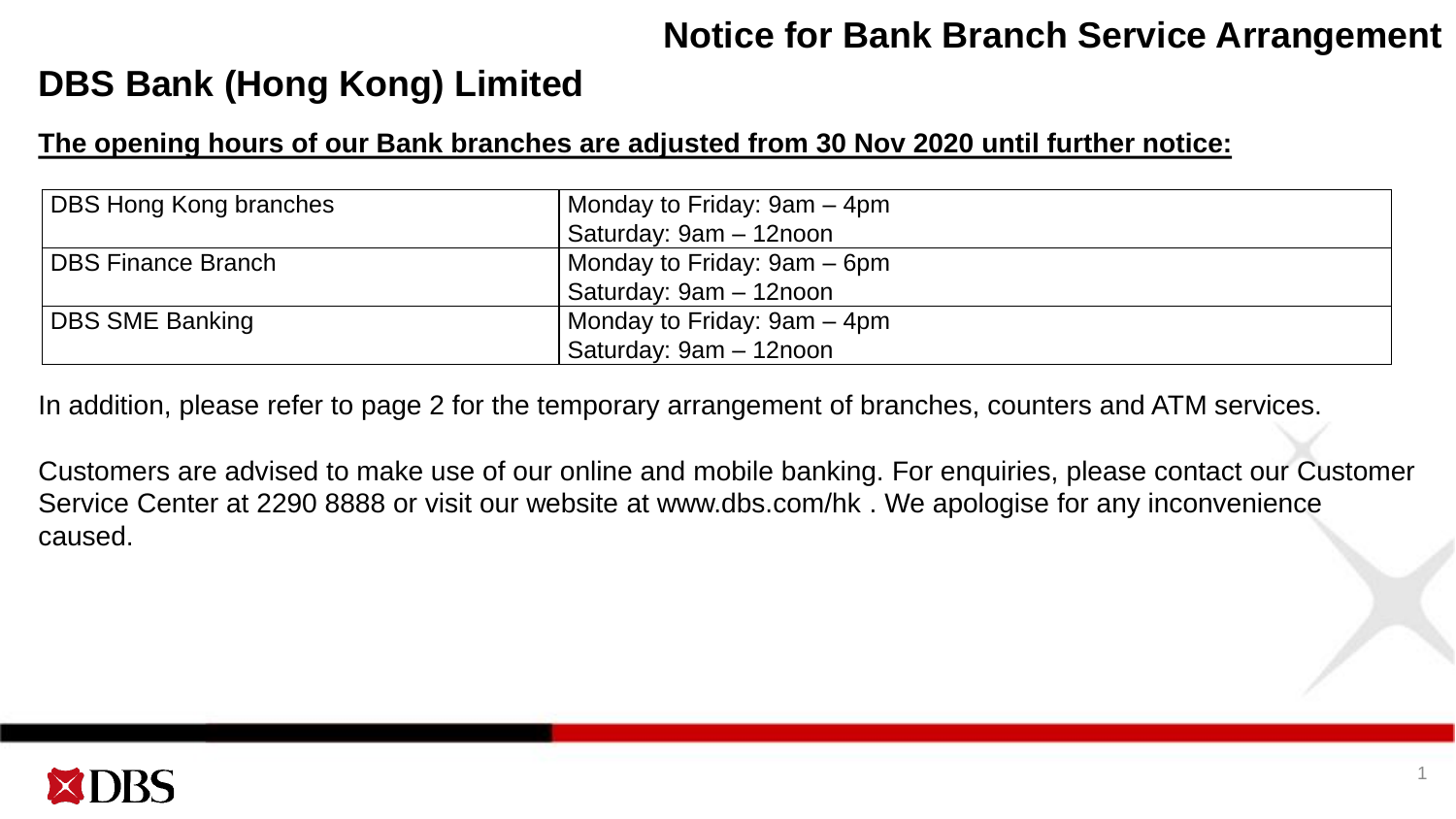# Notice for Bank Branch Service Arrangement

## DBS Bank (Hong Kong) Limited

**The opening hours of our Bank branches are adjusted from 30 Nov 2020 until further notice:**

| | |
|---|---|
| DBS Hong Kong branches | Monday to Friday: 9am – 4pm<br>Saturday: 9am – 12noon |
| DBS Finance Branch | Monday to Friday: 9am – 6pm<br>Saturday: 9am – 12noon |
| DBS SME Banking | Monday to Friday: 9am – 4pm<br>Saturday: 9am – 12noon |

In addition, please refer to page 2 for the temporary arrangement of branches, counters and ATM services.

Customers are advised to make use of our online and mobile banking. For enquiries, please contact our Customer Service Center at 2290 8888 or visit our website at www.dbs.com/hk . We apologise for any inconvenience caused.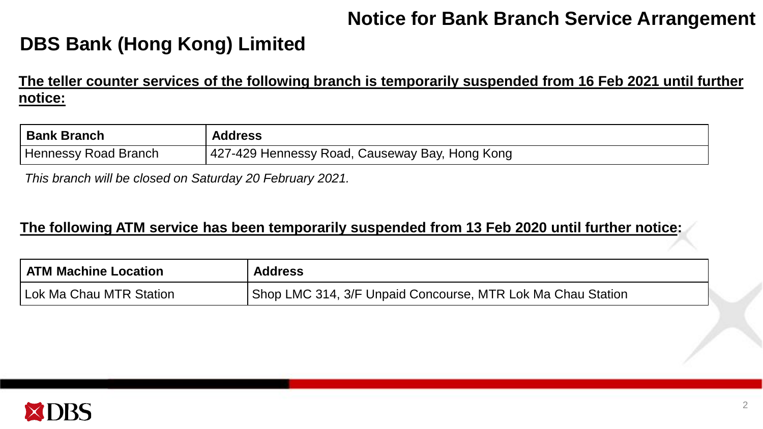# Notice for Bank Branch Service Arrangement

## DBS Bank (Hong Kong) Limited

**The teller counter services of the following branch is temporarily suspended from 16 Feb 2021 until further notice:**

| Bank Branch | Address |
|---|---|
| Hennessy Road Branch | 427-429 Hennessy Road, Causeway Bay, Hong Kong |

*This branch will be closed on Saturday 20 February 2021.*

**The following ATM service has been temporarily suspended from 13 Feb 2020 until further notice:**

| ATM Machine Location | Address |
|---|---|
| Lok Ma Chau MTR Station | Shop LMC 314, 3/F Unpaid Concourse, MTR Lok Ma Chau Station |

DBS